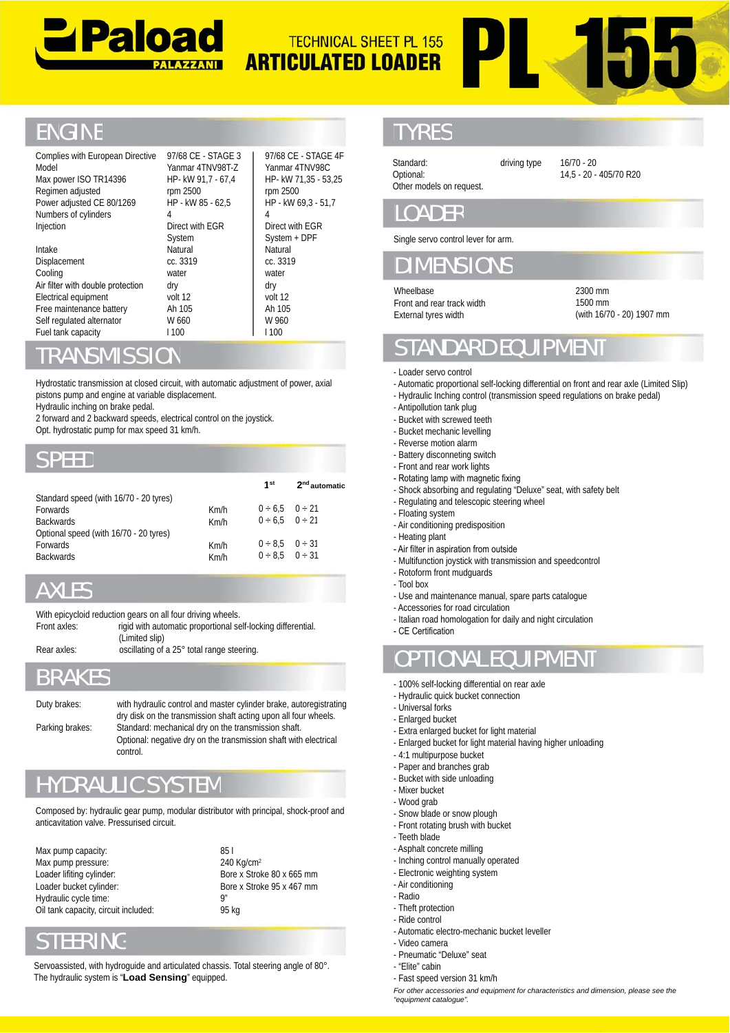# Paload PALAZZANI

## TECHNICAL SHEET PL 155 ARTICULATED LOADER

# PL 155

## ENGINE

| | | |
|---|---|---|
| Complies with European Directive | 97/68 CE - STAGE 3 | 97/68 CE - STAGE 4F |
| Model | Yanmar 4TNV98T-Z | Yanmar 4TNV98C |
| Max power ISO TR14396 | HP- kW 91,7 - 67,4 | HP- kW 71,35 - 53,25 |
| Regimen adjusted | rpm 2500 | rpm 2500 |
| Power adjusted CE 80/1269 | HP - kW 85 - 62,5 | HP - kW 69,3 - 51,7 |
| Numbers of cylinders | 4 | 4 |
| Injection | Direct with EGR System | Direct with EGR System + DPF |
| Intake | Natural | Natural |
| Displacement | cc. 3319 | cc. 3319 |
| Cooling | water | water |
| Air filter with double protection | dry | dry |
| Electrical equipment | volt 12 | volt 12 |
| Free maintenance battery | Ah 105 | Ah 105 |
| Self regulated alternator | W 660 | W 960 |
| Fuel tank capacity | l 100 | l 100 |

## TRANSMISSION

Hydrostatic transmission at closed circuit, with automatic adjustment of power, axial pistons pump and engine at variable displacement.
Hydraulic inching on brake pedal.
2 forward and 2 backward speeds, electrical control on the joystick.
Opt. hydrostatic pump for max speed 31 km/h.

## SPEED

| | | 1st | 2nd automatic |
|---|---|---|---|
| Standard speed (with 16/70 - 20 tyres) | | | |
| Forwards | Km/h | 0 ÷ 6,5 | 0 ÷ 21 |
| Backwards | Km/h | 0 ÷ 6,5 | 0 ÷ 21 |
| Optional speed (with 16/70 - 20 tyres) | | | |
| Forwards | Km/h | 0 ÷ 8,5 | 0 ÷ 31 |
| Backwards | Km/h | 0 ÷ 8,5 | 0 ÷ 31 |

## AXLES

With epicycloid reduction gears on all four driving wheels.

Front axles: rigid with automatic proportional self-locking differential. (Limited slip)

Rear axles: oscillating of a 25° total range steering.

## BRAKES

Duty brakes: with hydraulic control and master cylinder brake, autoregistrating dry disk on the transmission shaft acting upon all four wheels.

Parking brakes: Standard: mechanical dry on the transmission shaft. Optional: negative dry on the transmission shaft with electrical control.

## HYDRAULIC SYSTEM

Composed by: hydraulic gear pump, modular distributor with principal, shock-proof and anticavitation valve. Pressurised circuit.

| | |
|---|---|
| Max pump capacity: | 85 l |
| Max pump pressure: | 240 Kg/cm² |
| Loader lifting cylinder: | Bore x Stroke 80 x 665 mm |
| Loader bucket cylinder: | Bore x Stroke 95 x 467 mm |
| Hydraulic cycle time: | 9" |
| Oil tank capacity, circuit included: | 95 kg |

## STEERING

Servoassisted, with hydroguide and articulated chassis. Total steering angle of 80°.
The hydraulic system is "**Load Sensing**" equipped.

## TYRES

| | | |
|---|---|---|
| Standard: | driving type | 16/70 - 20 |
| Optional: | | 14,5 - 20 - 405/70 R20 |

Other models on request.

## LOADER

Single servo control lever for arm.

## DIMENSIONS

| | |
|---|---|
| Wheelbase | 2300 mm |
| Front and rear track width | 1500 mm |
| External tyres width | (with 16/70 - 20) 1907 mm |

## STANDARD EQUIPMENT

- Loader servo control
- Automatic proportional self-locking differential on front and rear axle (Limited Slip)
- Hydraulic Inching control (transmission speed regulations on brake pedal)
- Antipollution tank plug
- Bucket with screwed teeth
- Bucket mechanic levelling
- Reverse motion alarm
- Battery disconneting switch
- Front and rear work lights
- Rotating lamp with magnetic fixing
- Shock absorbing and regulating "Deluxe" seat, with safety belt
- Regulating and telescopic steering wheel
- Floating system
- Air conditioning predisposition
- Heating plant
- Air filter in aspiration from outside
- Multifunction joystick with transmission and speedcontrol
- Rotoform front mudguards
- Tool box
- Use and maintenance manual, spare parts catalogue
- Accessories for road circulation
- Italian road homologation for daily and night circulation
- CE Certification

## OPTIONAL EQUIPMENT

- 100% self-locking differential on rear axle
- Hydraulic quick bucket connection
- Universal forks
- Enlarged bucket
- Extra enlarged bucket for light material
- Enlarged bucket for light material having higher unloading
- 4:1 multipurpose bucket
- Paper and branches grab
- Bucket with side unloading
- Mixer bucket
- Wood grab
- Snow blade or snow plough
- Front rotating brush with bucket
- Teeth blade
- Asphalt concrete milling
- Inching control manually operated
- Electronic weighting system
- Air conditioning
- Radio
- Theft protection
- Ride control
- Automatic electro-mechanic bucket leveller
- Video camera
- Pneumatic "Deluxe" seat
- "Elite" cabin
- Fast speed version 31 km/h

*For other accessories and equipment for characteristics and dimension, please see the "equipment catalogue".*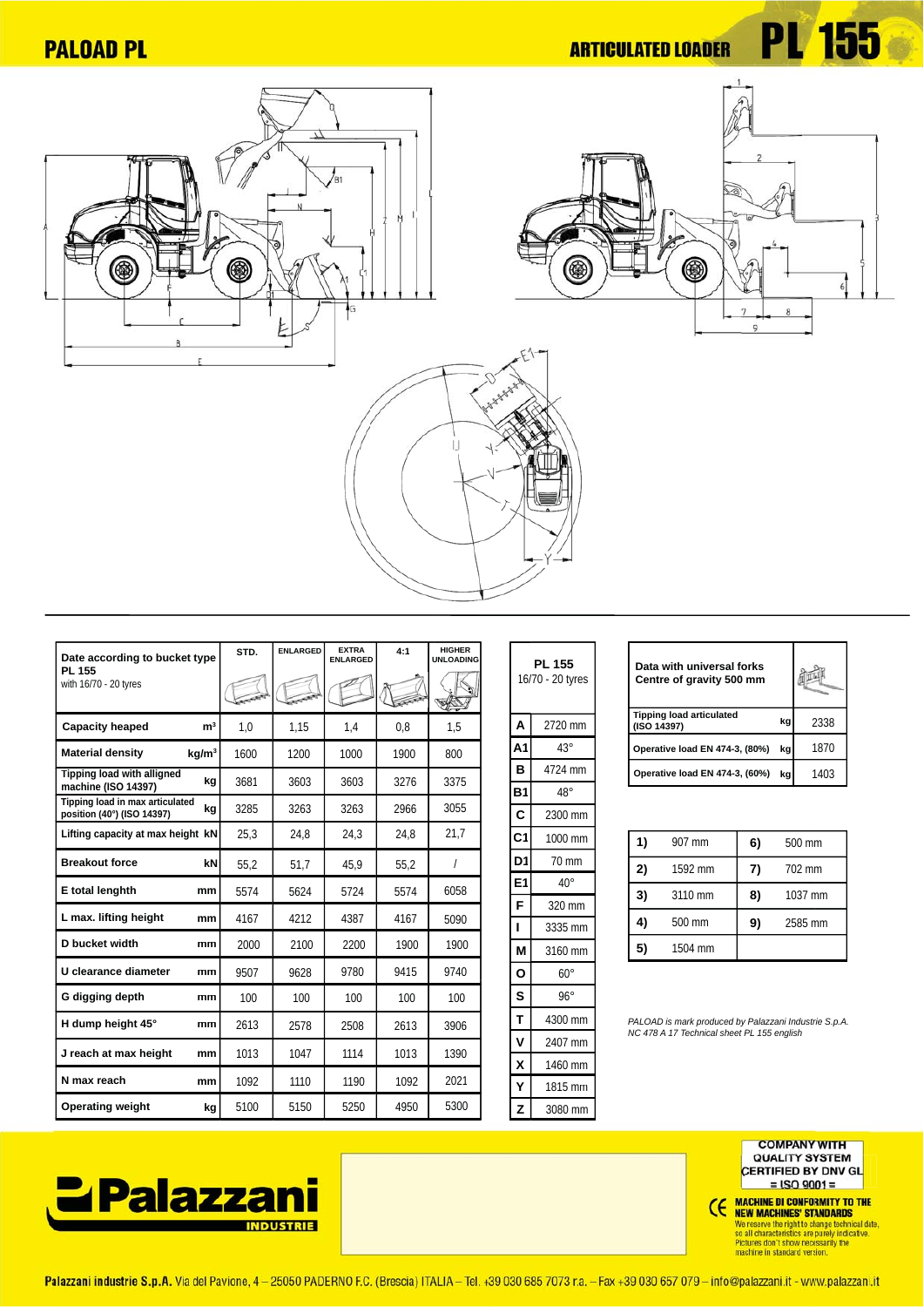# PALOAD PL

## ARTICULATED LOADER PL 155

| Date according to bucket type PL 155 with 16/70 - 20 tyres | | STD. | ENLARGED | EXTRA ENLARGED | 4:1 | HIGHER UNLOADING |
|---|---|---|---|---|---|---|
| Capacity heaped | m³ | 1,0 | 1,15 | 1,4 | 0,8 | 1,5 |
| Material density | kg/m³ | 1600 | 1200 | 1000 | 1900 | 800 |
| Tipping load with alligned machine (ISO 14397) | kg | 3681 | 3603 | 3603 | 3276 | 3375 |
| Tipping load in max articulated position (40°) (ISO 14397) | kg | 3285 | 3263 | 3263 | 2966 | 3055 |
| Lifting capacity at max height | kN | 25,3 | 24,8 | 24,3 | 24,8 | 21,7 |
| Breakout force | kN | 55,2 | 51,7 | 45,9 | 55,2 | / |
| E total lenghth | mm | 5574 | 5624 | 5724 | 5574 | 6058 |
| L max. lifting height | mm | 4167 | 4212 | 4387 | 4167 | 5090 |
| D bucket width | mm | 2000 | 2100 | 2200 | 1900 | 1900 |
| U clearance diameter | mm | 9507 | 9628 | 9780 | 9415 | 9740 |
| G digging depth | mm | 100 | 100 | 100 | 100 | 100 |
| H dump height 45° | mm | 2613 | 2578 | 2508 | 2613 | 3906 |
| J reach at max height | mm | 1013 | 1047 | 1114 | 1013 | 1390 |
| N max reach | mm | 1092 | 1110 | 1190 | 1092 | 2021 |
| Operating weight | kg | 5100 | 5150 | 5250 | 4950 | 5300 |

| PL 155 | 16/70 - 20 tyres |
|---|---|
| A | 2720 mm |
| A1 | 43° |
| B | 4724 mm |
| B1 | 48° |
| C | 2300 mm |
| C1 | 1000 mm |
| D1 | 70 mm |
| E1 | 40° |
| F | 320 mm |
| I | 3335 mm |
| M | 3160 mm |
| O | 60° |
| S | 96° |
| T | 4300 mm |
| V | 2407 mm |
| X | 1460 mm |
| Y | 1815 mm |
| Z | 3080 mm |

| Data with universal forks Centre of gravity 500 mm | | |
|---|---|---|
| Tipping load articulated (ISO 14397) | kg | 2338 |
| Operative load EN 474-3, (80%) | kg | 1870 |
| Operative load EN 474-3, (60%) | kg | 1403 |

| | | | |
|---|---|---|---|
| 1) | 907 mm | 6) | 500 mm |
| 2) | 1592 mm | 7) | 702 mm |
| 3) | 3110 mm | 8) | 1037 mm |
| 4) | 500 mm | 9) | 2585 mm |
| 5) | 1504 mm | | |

*PALOAD is mark produced by Palazzani Industrie S.p.A.*
*NC 478 A 17 Technical sheet PL 155 english*

Palazzani INDUSTRIE

COMPANY WITH QUALITY SYSTEM CERTIFIED BY DNV GL = ISO 9001 =

CE MACHINE DI CONFORMITY TO THE NEW MACHINES' STANDARDS

We reserve the right to change technical data, so all characteristics are purely indicative. Pictures don't show necessarily the machine in standard version.

**Palazzani industrie S.p.A.** Via del Pavione, 4 – 25050 PADERNO F.C. (Brescia) ITALIA – Tel. +39 030 685 7073 r.a. – Fax +39 030 657 079 – info@palazzani.it - www.palazzani.it